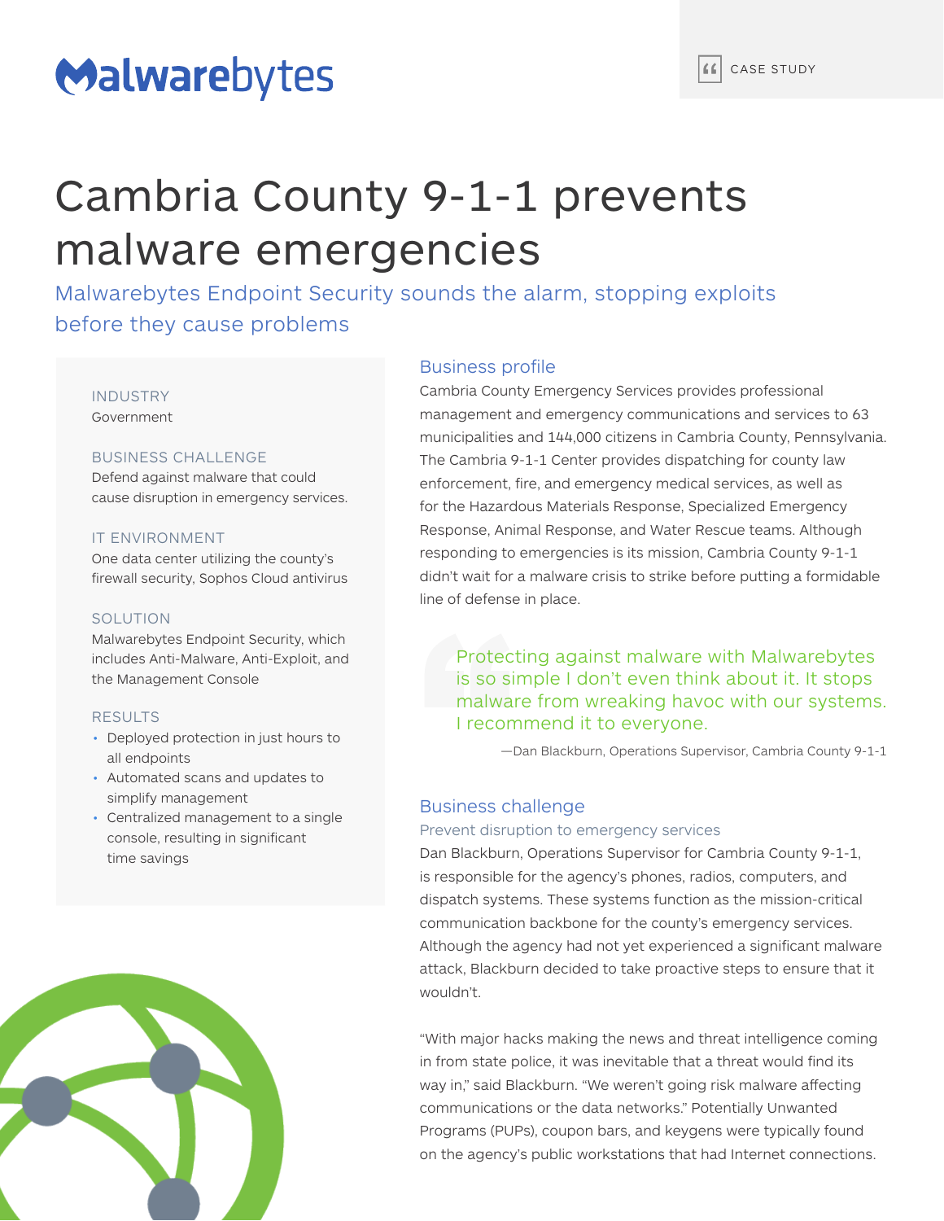Malwarebytes

CASE STUDY

# Cambria County 9-1-1 prevents malware emergencies

## Malwarebytes Endpoint Security sounds the alarm, stopping exploits before they cause problems

**INDUSTRY**
Government

**BUSINESS CHALLENGE**
Defend against malware that could cause disruption in emergency services.

**IT ENVIRONMENT**
One data center utilizing the county's firewall security, Sophos Cloud antivirus

**SOLUTION**
Malwarebytes Endpoint Security, which includes Anti-Malware, Anti-Exploit, and the Management Console

**RESULTS**
- Deployed protection in just hours to all endpoints
- Automated scans and updates to simplify management
- Centralized management to a single console, resulting in significant time savings

## Business profile

Cambria County Emergency Services provides professional management and emergency communications and services to 63 municipalities and 144,000 citizens in Cambria County, Pennsylvania. The Cambria 9-1-1 Center provides dispatching for county law enforcement, fire, and emergency medical services, as well as for the Hazardous Materials Response, Specialized Emergency Response, Animal Response, and Water Rescue teams. Although responding to emergencies is its mission, Cambria County 9-1-1 didn't wait for a malware crisis to strike before putting a formidable line of defense in place.

> Protecting against malware with Malwarebytes is so simple I don't even think about it. It stops malware from wreaking havoc with our systems. I recommend it to everyone.
>
> —Dan Blackburn, Operations Supervisor, Cambria County 9-1-1

## Business challenge

### Prevent disruption to emergency services

Dan Blackburn, Operations Supervisor for Cambria County 9-1-1, is responsible for the agency's phones, radios, computers, and dispatch systems. These systems function as the mission-critical communication backbone for the county's emergency services. Although the agency had not yet experienced a significant malware attack, Blackburn decided to take proactive steps to ensure that it wouldn't.

"With major hacks making the news and threat intelligence coming in from state police, it was inevitable that a threat would find its way in," said Blackburn. "We weren't going risk malware affecting communications or the data networks." Potentially Unwanted Programs (PUPs), coupon bars, and keygens were typically found on the agency's public workstations that had Internet connections.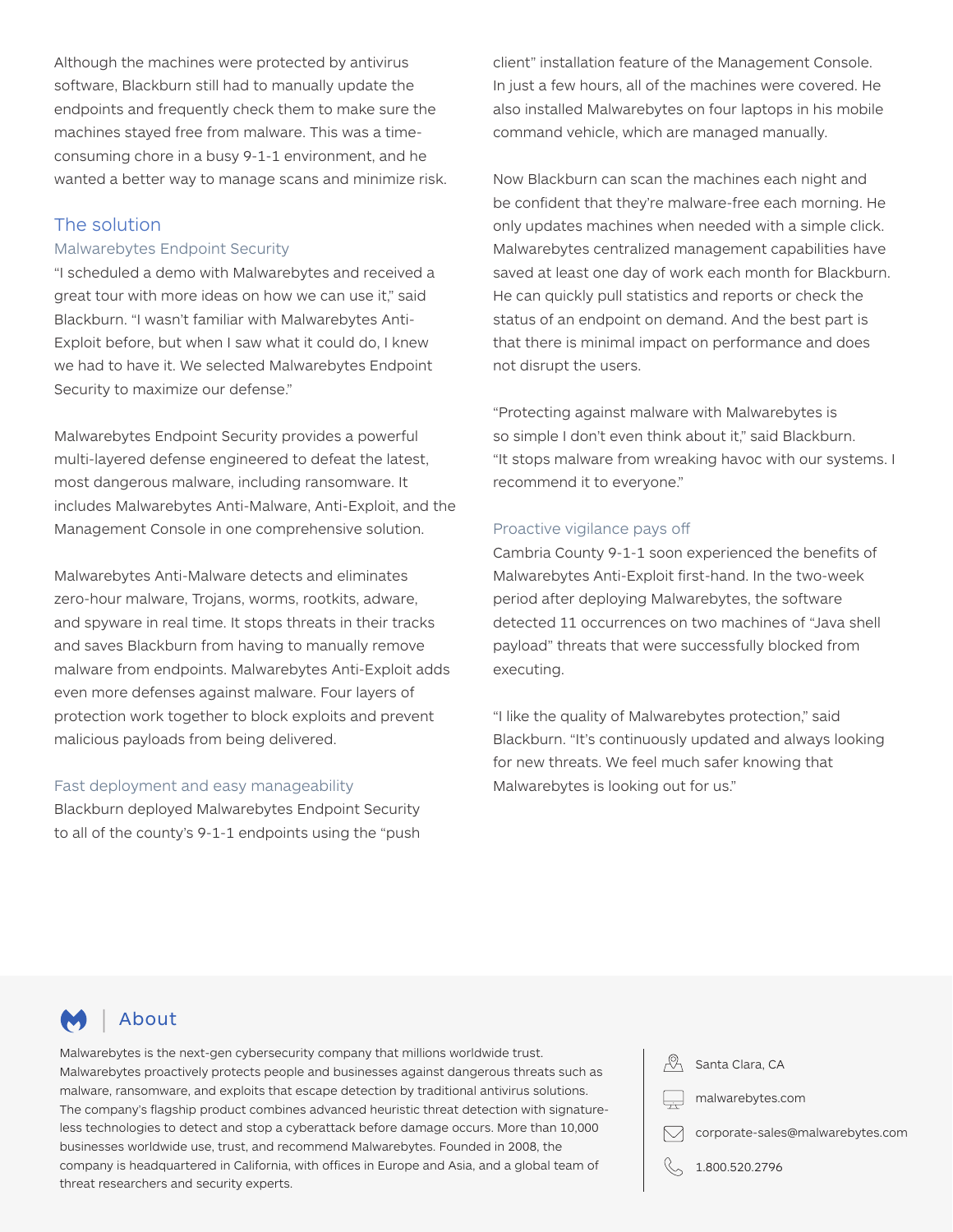Although the machines were protected by antivirus software, Blackburn still had to manually update the endpoints and frequently check them to make sure the machines stayed free from malware. This was a time-consuming chore in a busy 9-1-1 environment, and he wanted a better way to manage scans and minimize risk.

## The solution

### Malwarebytes Endpoint Security

"I scheduled a demo with Malwarebytes and received a great tour with more ideas on how we can use it," said Blackburn. "I wasn't familiar with Malwarebytes Anti-Exploit before, but when I saw what it could do, I knew we had to have it. We selected Malwarebytes Endpoint Security to maximize our defense."

Malwarebytes Endpoint Security provides a powerful multi-layered defense engineered to defeat the latest, most dangerous malware, including ransomware. It includes Malwarebytes Anti-Malware, Anti-Exploit, and the Management Console in one comprehensive solution.

Malwarebytes Anti-Malware detects and eliminates zero-hour malware, Trojans, worms, rootkits, adware, and spyware in real time. It stops threats in their tracks and saves Blackburn from having to manually remove malware from endpoints. Malwarebytes Anti-Exploit adds even more defenses against malware. Four layers of protection work together to block exploits and prevent malicious payloads from being delivered.

### Fast deployment and easy manageability

Blackburn deployed Malwarebytes Endpoint Security to all of the county's 9-1-1 endpoints using the "push client" installation feature of the Management Console. In just a few hours, all of the machines were covered. He also installed Malwarebytes on four laptops in his mobile command vehicle, which are managed manually.

Now Blackburn can scan the machines each night and be confident that they're malware-free each morning. He only updates machines when needed with a simple click. Malwarebytes centralized management capabilities have saved at least one day of work each month for Blackburn. He can quickly pull statistics and reports or check the status of an endpoint on demand. And the best part is that there is minimal impact on performance and does not disrupt the users.

"Protecting against malware with Malwarebytes is so simple I don't even think about it," said Blackburn. "It stops malware from wreaking havoc with our systems. I recommend it to everyone."

### Proactive vigilance pays off

Cambria County 9-1-1 soon experienced the benefits of Malwarebytes Anti-Exploit first-hand. In the two-week period after deploying Malwarebytes, the software detected 11 occurrences on two machines of "Java shell payload" threats that were successfully blocked from executing.

"I like the quality of Malwarebytes protection," said Blackburn. "It's continuously updated and always looking for new threats. We feel much safer knowing that Malwarebytes is looking out for us."

## About

Malwarebytes is the next-gen cybersecurity company that millions worldwide trust. Malwarebytes proactively protects people and businesses against dangerous threats such as malware, ransomware, and exploits that escape detection by traditional antivirus solutions. The company's flagship product combines advanced heuristic threat detection with signature-less technologies to detect and stop a cyberattack before damage occurs. More than 10,000 businesses worldwide use, trust, and recommend Malwarebytes. Founded in 2008, the company is headquartered in California, with offices in Europe and Asia, and a global team of threat researchers and security experts.

Santa Clara, CA

malwarebytes.com

corporate-sales@malwarebytes.com

1.800.520.2796